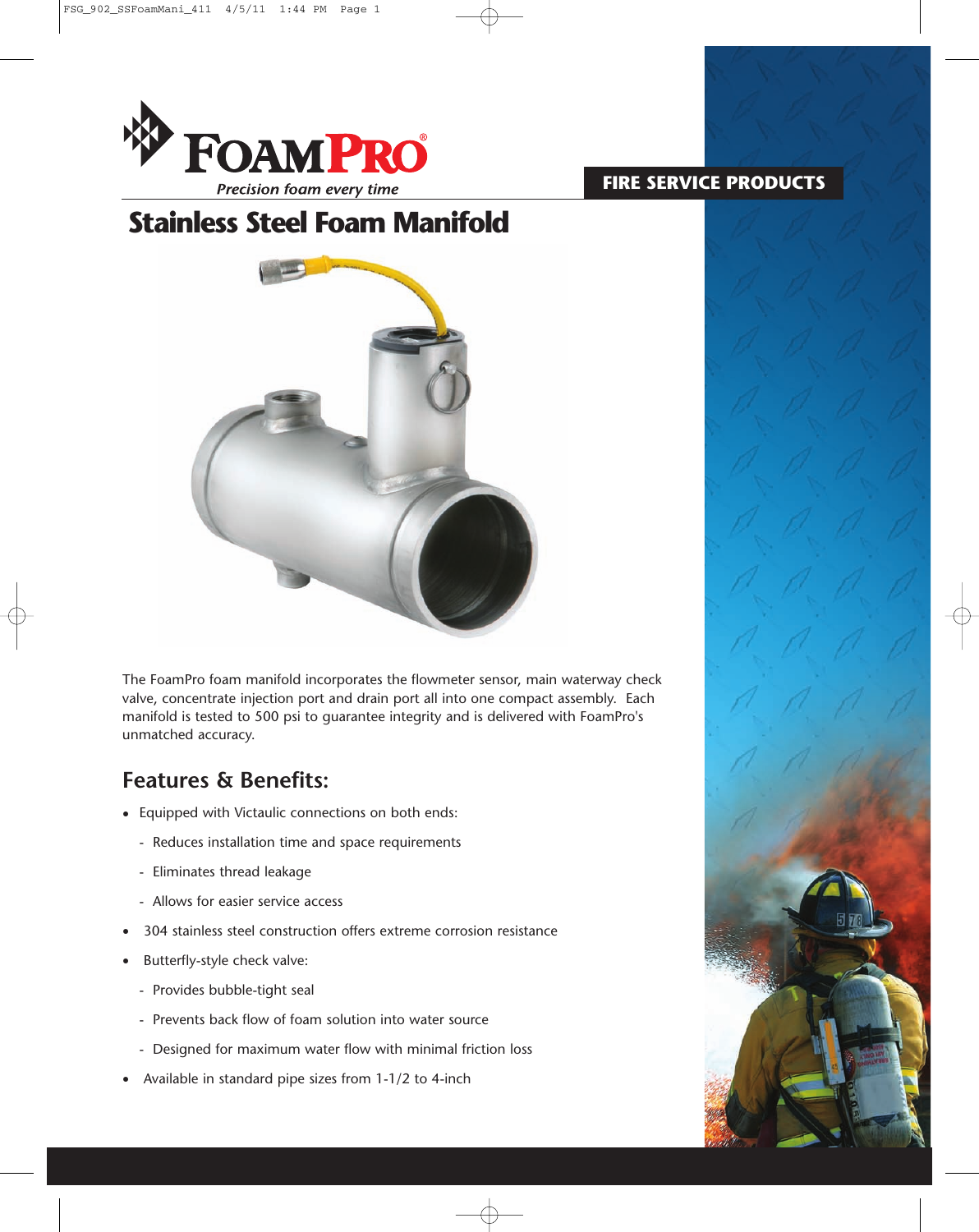FOAMPRO®

*Precision foam every time*

FIRE SERVICE PRODUCTS

# Stainless Steel Foam Manifold

The FoamPro foam manifold incorporates the flowmeter sensor, main waterway check valve, concentrate injection port and drain port all into one compact assembly. Each manifold is tested to 500 psi to guarantee integrity and is delivered with FoamPro's unmatched accuracy.

## Features & Benefits:

- Equipped with Victaulic connections on both ends:
  - Reduces installation time and space requirements
  - Eliminates thread leakage
  - Allows for easier service access
- 304 stainless steel construction offers extreme corrosion resistance
- Butterfly-style check valve:
  - Provides bubble-tight seal
  - Prevents back flow of foam solution into water source
  - Designed for maximum water flow with minimal friction loss
- Available in standard pipe sizes from 1-1/2 to 4-inch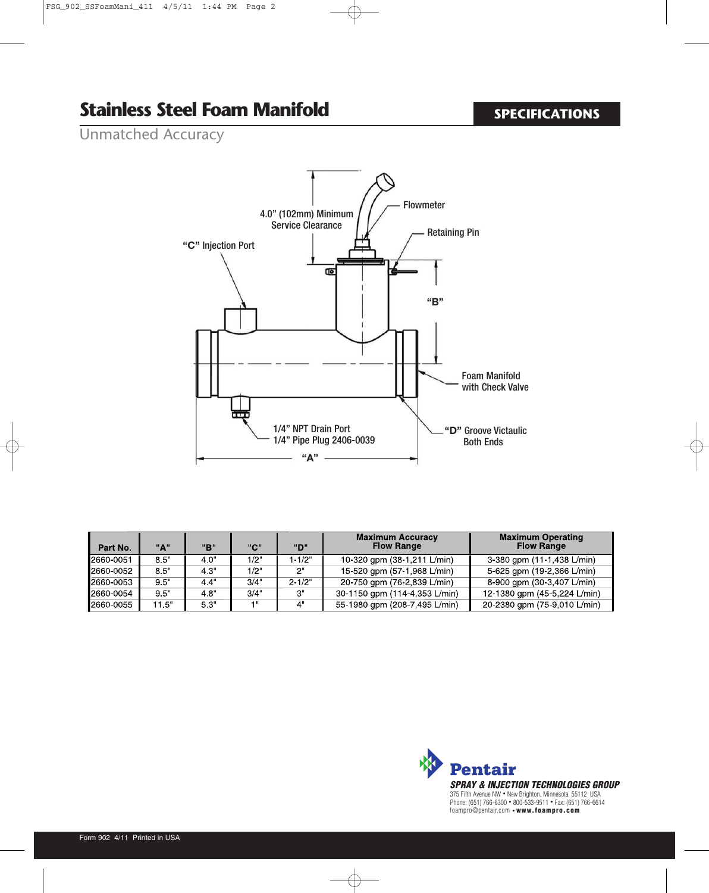# Stainless Steel Foam Manifold

**SPECIFICATIONS**

Unmatched Accuracy

4.0" (102mm) Minimum Service Clearance

Flowmeter

Retaining Pin

"C" Injection Port

"B"

Foam Manifold with Check Valve

1/4" NPT Drain Port
1/4" Pipe Plug 2406-0039

"D" Groove Victaulic Both Ends

"A"

| Part No. | "A" | "B" | "C" | "D" | Maximum Accuracy Flow Range | Maximum Operating Flow Range |
|---|---|---|---|---|---|---|
| 2660-0051 | 8.5" | 4.0" | 1/2" | 1-1/2" | 10-320 gpm (38-1,211 L/min) | 3-380 gpm (11-1,438 L/min) |
| 2660-0052 | 8.5" | 4.3" | 1/2" | 2" | 15-520 gpm (57-1,968 L/min) | 5-625 gpm (19-2,366 L/min) |
| 2660-0053 | 9.5" | 4.4" | 3/4" | 2-1/2" | 20-750 gpm (76-2,839 L/min) | 8-900 gpm (30-3,407 L/min) |
| 2660-0054 | 9.5" | 4.8" | 3/4" | 3" | 30-1150 gpm (114-4,353 L/min) | 12-1380 gpm (45-5,224 L/min) |
| 2660-0055 | 11.5" | 5.3" | 1" | 4" | 55-1980 gpm (208-7,495 L/min) | 20-2380 gpm (75-9,010 L/min) |

**Pentair**

***SPRAY & INJECTION TECHNOLOGIES GROUP***

375 Fifth Avenue NW • New Brighton, Minnesota 55112 USA
Phone: (651) 766-6300 • 800-533-9511 • Fax: (651) 766-6614
foampro@pentair.com • **www.foampro.com**

Form 902 4/11 Printed in USA